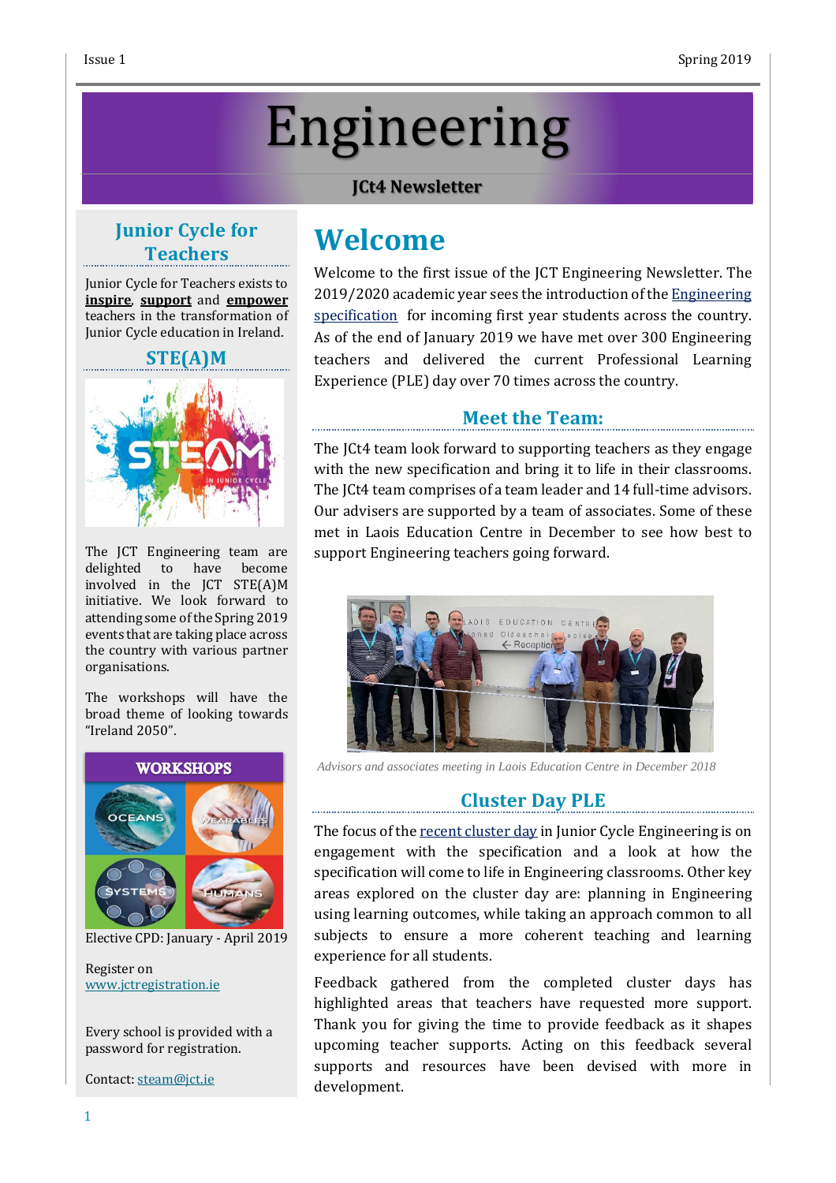# Engineering

**JCt4 Newsletter**

## Junior Cycle for Teachers

Junior Cycle for Teachers exists to **inspire**, **support** and **empower** teachers in the transformation of Junior Cycle education in Ireland.

## STE(A)M

The JCT Engineering team are delighted to have become involved in the JCT STE(A)M initiative. We look forward to attending some of the Spring 2019 events that are taking place across the country with various partner organisations.

The workshops will have the broad theme of looking towards "Ireland 2050".

**WORKSHOPS**

Elective CPD: January - April 2019

Register on www.jctregistration.ie

Every school is provided with a password for registration.

Contact: steam@jct.ie

# Welcome

Welcome to the first issue of the JCT Engineering Newsletter. The 2019/2020 academic year sees the introduction of the Engineering specification for incoming first year students across the country. As of the end of January 2019 we have met over 300 Engineering teachers and delivered the current Professional Learning Experience (PLE) day over 70 times across the country.

## Meet the Team:

The JCt4 team look forward to supporting teachers as they engage with the new specification and bring it to life in their classrooms. The JCt4 team comprises of a team leader and 14 full-time advisors. Our advisers are supported by a team of associates. Some of these met in Laois Education Centre in December to see how best to support Engineering teachers going forward.

*Advisors and associates meeting in Laois Education Centre in December 2018*

## Cluster Day PLE

The focus of the recent cluster day in Junior Cycle Engineering is on engagement with the specification and a look at how the specification will come to life in Engineering classrooms. Other key areas explored on the cluster day are: planning in Engineering using learning outcomes, while taking an approach common to all subjects to ensure a more coherent teaching and learning experience for all students.

Feedback gathered from the completed cluster days has highlighted areas that teachers have requested more support. Thank you for giving the time to provide feedback as it shapes upcoming teacher supports. Acting on this feedback several supports and resources have been devised with more in development.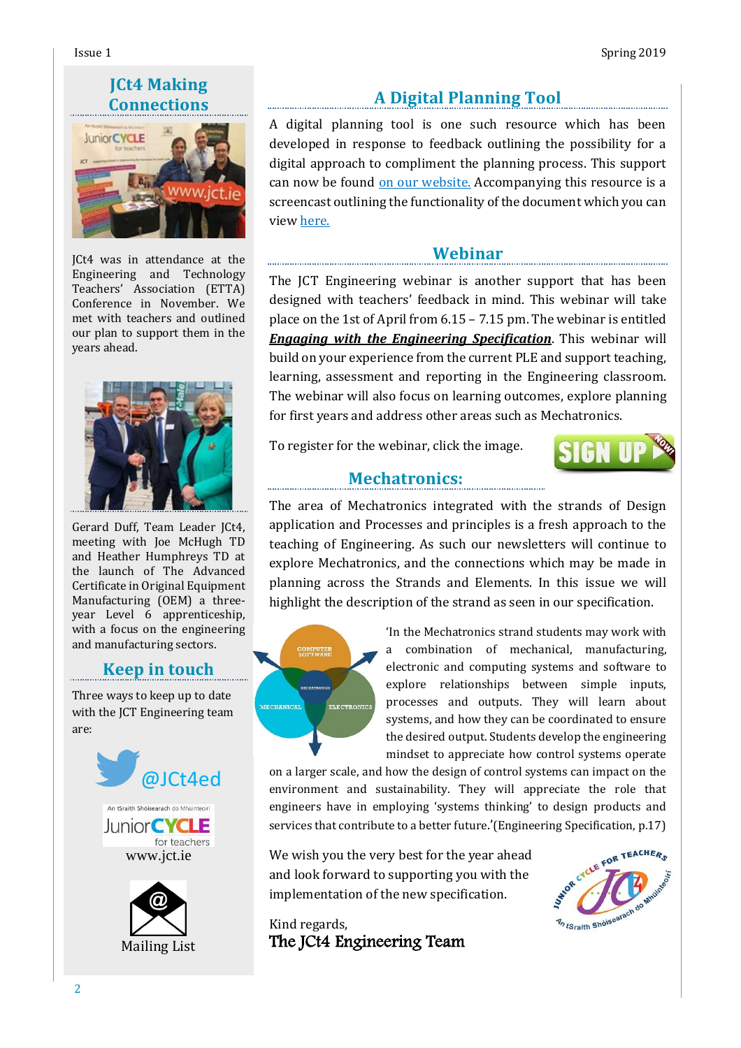## JCt4 Making Connections

JCt4 was in attendance at the Engineering and Technology Teachers' Association (ETTA) Conference in November. We met with teachers and outlined our plan to support them in the years ahead.

Gerard Duff, Team Leader JCt4, meeting with Joe McHugh TD and Heather Humphreys TD at the launch of The Advanced Certificate in Original Equipment Manufacturing (OEM) a three-year Level 6 apprenticeship, with a focus on the engineering and manufacturing sectors.

## Keep in touch

Three ways to keep up to date with the JCT Engineering team are:

@JCt4ed

www.jct.ie

Mailing List

## A Digital Planning Tool

A digital planning tool is one such resource which has been developed in response to feedback outlining the possibility for a digital approach to compliment the planning process. This support can now be found on our website. Accompanying this resource is a screencast outlining the functionality of the document which you can view here.

## Webinar

The JCT Engineering webinar is another support that has been designed with teachers' feedback in mind. This webinar will take place on the 1st of April from 6.15 – 7.15 pm. The webinar is entitled ***Engaging with the Engineering Specification***. This webinar will build on your experience from the current PLE and support teaching, learning, assessment and reporting in the Engineering classroom. The webinar will also focus on learning outcomes, explore planning for first years and address other areas such as Mechatronics.

To register for the webinar, click the image.

## Mechatronics:

The area of Mechatronics integrated with the strands of Design application and Processes and principles is a fresh approach to the teaching of Engineering. As such our newsletters will continue to explore Mechatronics, and the connections which may be made in planning across the Strands and Elements. In this issue we will highlight the description of the strand as seen in our specification.

'In the Mechatronics strand students may work with a combination of mechanical, manufacturing, electronic and computing systems and software to explore relationships between simple inputs, processes and outputs. They will learn about systems, and how they can be coordinated to ensure the desired output. Students develop the engineering mindset to appreciate how control systems operate on a larger scale, and how the design of control systems can impact on the environment and sustainability. They will appreciate the role that engineers have in employing 'systems thinking' to design products and services that contribute to a better future.'(Engineering Specification, p.17)

We wish you the very best for the year ahead and look forward to supporting you with the implementation of the new specification.

Kind regards,

**The JCt4 Engineering Team**